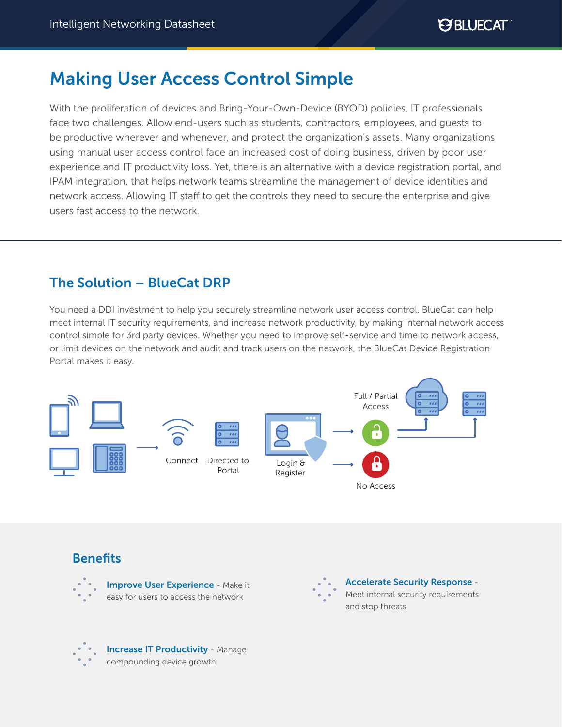# Making User Access Control Simple

With the proliferation of devices and Bring-Your-Own-Device (BYOD) policies, IT professionals face two challenges. Allow end-users such as students, contractors, employees, and guests to be productive wherever and whenever, and protect the organization's assets. Many organizations using manual user access control face an increased cost of doing business, driven by poor user experience and IT productivity loss. Yet, there is an alternative with a device registration portal, and IPAM integration, that helps network teams streamline the management of device identities and network access. Allowing IT staff to get the controls they need to secure the enterprise and give users fast access to the network.

## The Solution – BlueCat DRP

You need a DDI investment to help you securely streamline network user access control. BlueCat can help meet internal IT security requirements, and increase network productivity, by making internal network access control simple for 3rd party devices. Whether you need to improve self-service and time to network access, or limit devices on the network and audit and track users on the network, the BlueCat Device Registration Portal makes it easy.

Connect → Directed to Portal → Login & Register → Full / Partial Access / No Access

## Benefits

**Improve User Experience** - Make it easy for users to access the network

**Accelerate Security Response** - Meet internal security requirements and stop threats

**Increase IT Productivity** - Manage compounding device growth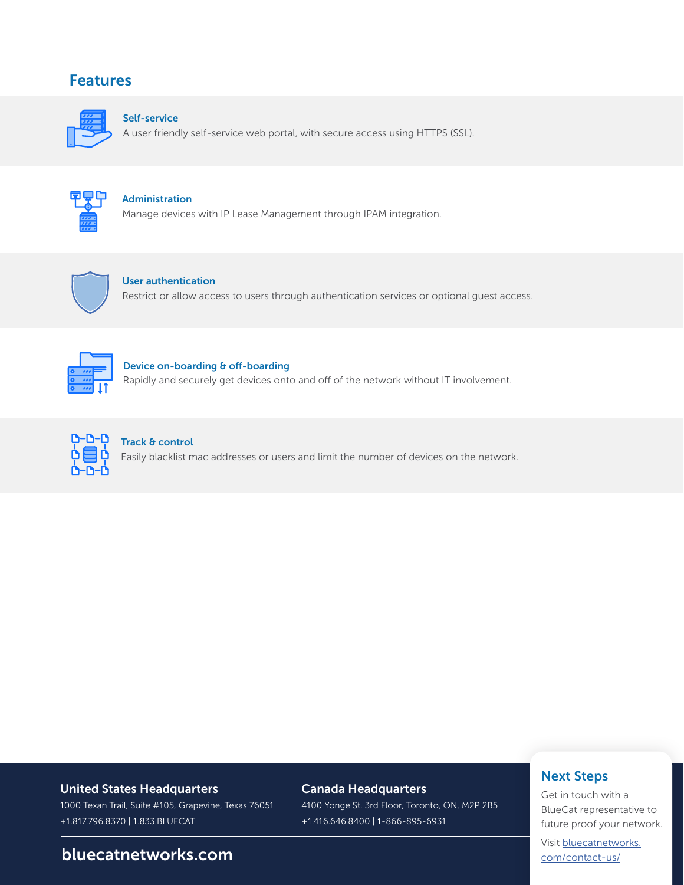## Features

### Self-service

A user friendly self-service web portal, with secure access using HTTPS (SSL).

### Administration

Manage devices with IP Lease Management through IPAM integration.

### User authentication

Restrict or allow access to users through authentication services or optional guest access.

### Device on-boarding & off-boarding

Rapidly and securely get devices onto and off of the network without IT involvement.

### Track & control

Easily blacklist mac addresses or users and limit the number of devices on the network.

### United States Headquarters

1000 Texan Trail, Suite #105, Grapevine, Texas 76051
+1.817.796.8370 | 1.833.BLUECAT

### Canada Headquarters

4100 Yonge St. 3rd Floor, Toronto, ON, M2P 2B5
+1.416.646.8400 | 1-866-895-6931

**bluecatnetworks.com**

### Next Steps

Get in touch with a BlueCat representative to future proof your network.

Visit [bluecatnetworks.com/contact-us/](bluecatnetworks.com/contact-us/)